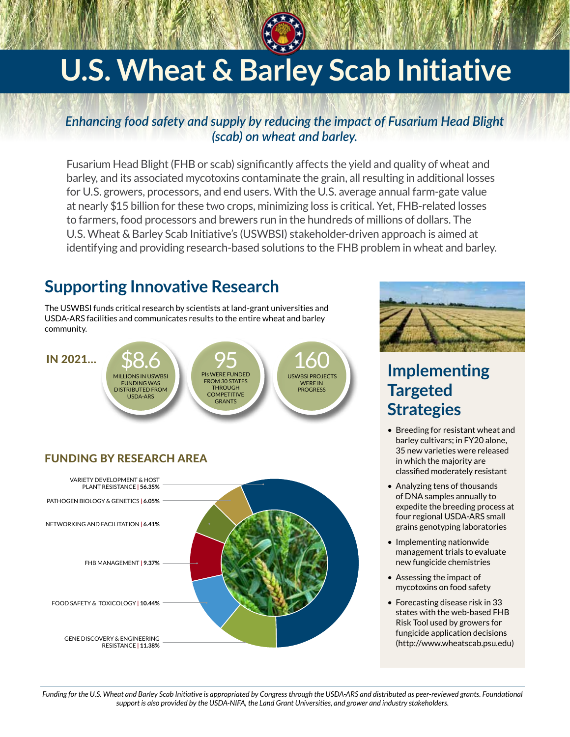# U.S. Wheat & Barley Scab Initiative

*Enhancing food safety and supply by reducing the impact of Fusarium Head Blight (scab) on wheat and barley.*

Fusarium Head Blight (FHB or scab) significantly affects the yield and quality of wheat and barley, and its associated mycotoxins contaminate the grain, all resulting in additional losses for U.S. growers, processors, and end users. With the U.S. average annual farm-gate value at nearly $15 billion for these two crops, minimizing loss is critical. Yet, FHB-related losses to farmers, food processors and brewers run in the hundreds of millions of dollars. The U.S. Wheat & Barley Scab Initiative's (USWBSI) stakeholder-driven approach is aimed at identifying and providing research-based solutions to the FHB problem in wheat and barley.

## Supporting Innovative Research

The USWBSI funds critical research by scientists at land-grant universities and USDA-ARS facilities and communicates results to the entire wheat and barley community.

**IN 2021...**

- **$8.6** MILLIONS IN USWBSI FUNDING WAS DISTRIBUTED FROM USDA-ARS
- **95** PIs WERE FUNDED FROM 30 STATES THROUGH COMPETITIVE GRANTS
- **160** USWBSI PROJECTS WERE IN PROGRESS

### FUNDING BY RESEARCH AREA

- VARIETY DEVELOPMENT & HOST PLANT RESISTANCE | **56.35%**
- PATHOGEN BIOLOGY & GENETICS | **6.05%**
- NETWORKING AND FACILITATION | **6.41%**
- FHB MANAGEMENT | **9.37%**
- FOOD SAFETY & TOXICOLOGY | **10.44%**
- GENE DISCOVERY & ENGINEERING RESISTANCE | **11.38%**

## Implementing Targeted Strategies

- Breeding for resistant wheat and barley cultivars; in FY20 alone, 35 new varieties were released in which the majority are classified moderately resistant
- Analyzing tens of thousands of DNA samples annually to expedite the breeding process at four regional USDA-ARS small grains genotyping laboratories
- Implementing nationwide management trials to evaluate new fungicide chemistries
- Assessing the impact of mycotoxins on food safety
- Forecasting disease risk in 33 states with the web-based FHB Risk Tool used by growers for fungicide application decisions (http://www.wheatscab.psu.edu)

*Funding for the U.S. Wheat and Barley Scab Initiative is appropriated by Congress through the USDA-ARS and distributed as peer-reviewed grants. Foundational support is also provided by the USDA-NIFA, the Land Grant Universities, and grower and industry stakeholders.*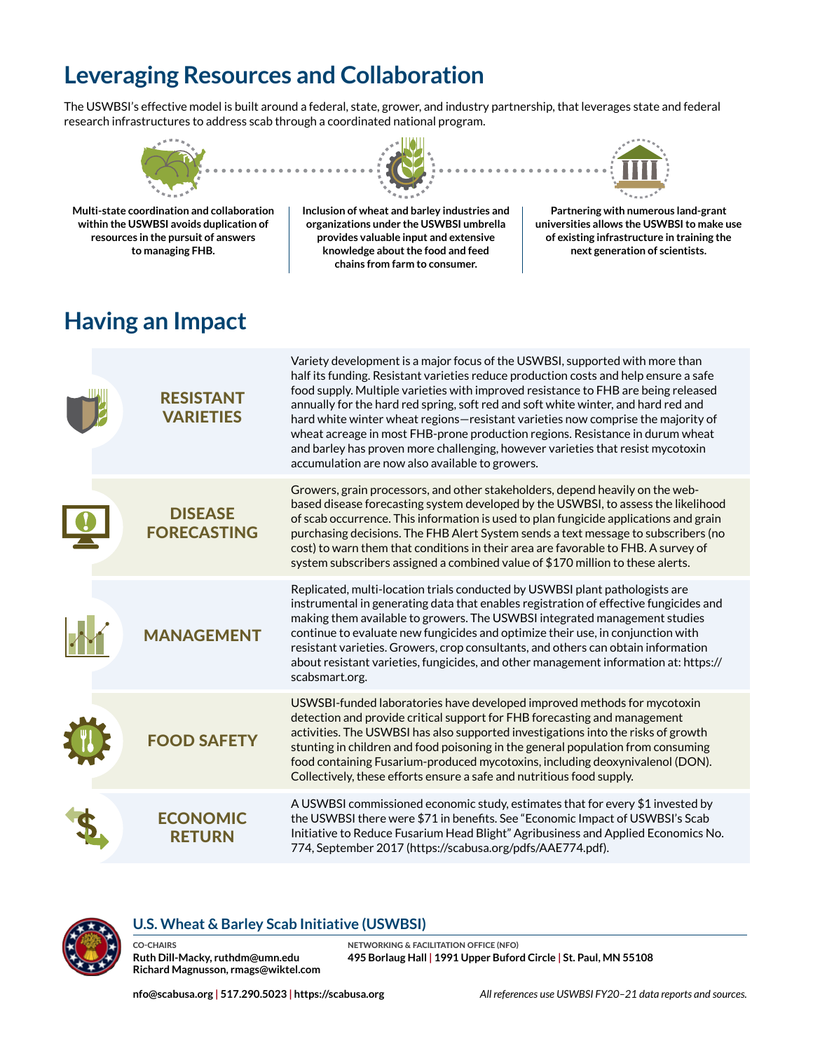# Leveraging Resources and Collaboration

The USWBSI's effective model is built around a federal, state, grower, and industry partnership, that leverages state and federal research infrastructures to address scab through a coordinated national program.

**Multi-state coordination and collaboration within the USWBSI avoids duplication of resources in the pursuit of answers to managing FHB.**

**Inclusion of wheat and barley industries and organizations under the USWBSI umbrella provides valuable input and extensive knowledge about the food and feed chains from farm to consumer.**

**Partnering with numerous land-grant universities allows the USWBSI to make use of existing infrastructure in training the next generation of scientists.**

# Having an Impact

## RESISTANT VARIETIES

Variety development is a major focus of the USWBSI, supported with more than half its funding. Resistant varieties reduce production costs and help ensure a safe food supply. Multiple varieties with improved resistance to FHB are being released annually for the hard red spring, soft red and soft white winter, and hard red and hard white winter wheat regions—resistant varieties now comprise the majority of wheat acreage in most FHB-prone production regions. Resistance in durum wheat and barley has proven more challenging, however varieties that resist mycotoxin accumulation are now also available to growers.

## DISEASE FORECASTING

Growers, grain processors, and other stakeholders, depend heavily on the web-based disease forecasting system developed by the USWBSI, to assess the likelihood of scab occurrence. This information is used to plan fungicide applications and grain purchasing decisions. The FHB Alert System sends a text message to subscribers (no cost) to warn them that conditions in their area are favorable to FHB. A survey of system subscribers assigned a combined value of $170 million to these alerts.

## MANAGEMENT

Replicated, multi-location trials conducted by USWBSI plant pathologists are instrumental in generating data that enables registration of effective fungicides and making them available to growers. The USWBSI integrated management studies continue to evaluate new fungicides and optimize their use, in conjunction with resistant varieties. Growers, crop consultants, and others can obtain information about resistant varieties, fungicides, and other management information at: https://scabsmart.org.

## FOOD SAFETY

USWSBI-funded laboratories have developed improved methods for mycotoxin detection and provide critical support for FHB forecasting and management activities. The USWBSI has also supported investigations into the risks of growth stunting in children and food poisoning in the general population from consuming food containing Fusarium-produced mycotoxins, including deoxynivalenol (DON). Collectively, these efforts ensure a safe and nutritious food supply.

## ECONOMIC RETURN

A USWBSI commissioned economic study, estimates that for every $1 invested by the USWBSI there were $71 in benefits. See "Economic Impact of USWBSI's Scab Initiative to Reduce Fusarium Head Blight" Agribusiness and Applied Economics No. 774, September 2017 (https://scabusa.org/pdfs/AAE774.pdf).

## U.S. Wheat & Barley Scab Initiative (USWBSI)

CO-CHAIRS
**Ruth Dill-Macky, ruthdm@umn.edu**
**Richard Magnusson, rmags@wiktel.com**

NETWORKING & FACILITATION OFFICE (NFO)
**495 Borlaug Hall | 1991 Upper Buford Circle | St. Paul, MN 55108**

**nfo@scabusa.org | 517.290.5023 | https://scabusa.org**

*All references use USWBSI FY20–21 data reports and sources.*